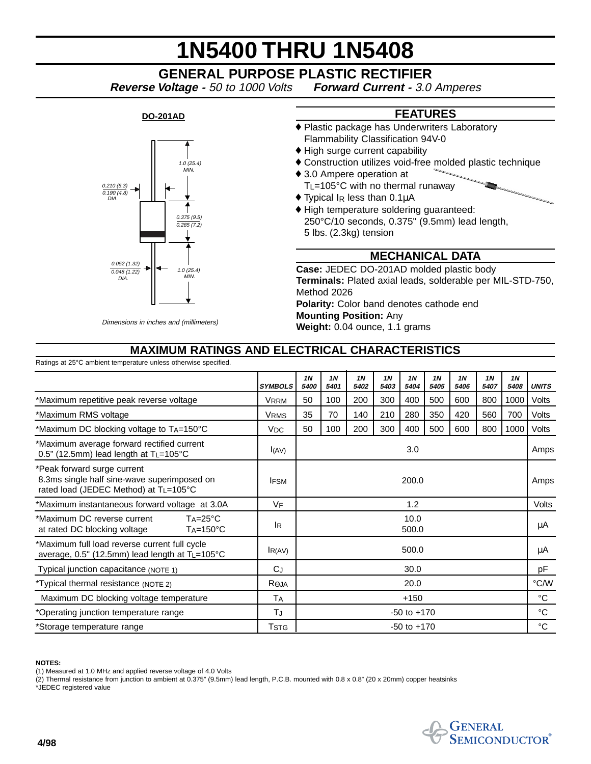# 1N5400 THRU 1N5408

## GENERAL PURPOSE PLASTIC RECTIFIER

***Reverse Voltage -** 50 to 1000 Volts* ***Forward Current -** 3.0 Amperes*

**DO-201AD**

1.0 (25.4) MIN.

0.210 (5.3) / 0.190 (4.8) DIA.

0.375 (9.5) / 0.285 (7.2)

0.052 (1.32) / 0.048 (1.22) DIA.

1.0 (25.4) MIN.

*Dimensions in inches and (millimeters)*

## FEATURES

- ♦ Plastic package has Underwriters Laboratory Flammability Classification 94V-0
- ♦ High surge current capability
- ♦ Construction utilizes void-free molded plastic technique
- ♦ 3.0 Ampere operation at $T_L$=105°C with no thermal runaway
- ♦ Typical $I_R$ less than 0.1μA
- ♦ High temperature soldering guaranteed: 250°C/10 seconds, 0.375" (9.5mm) lead length, 5 lbs. (2.3kg) tension

## MECHANICAL DATA

**Case:** JEDEC DO-201AD molded plastic body
**Terminals:** Plated axial leads, solderable per MIL-STD-750, Method 2026
**Polarity:** Color band denotes cathode end
**Mounting Position:** Any
**Weight:** 0.04 ounce, 1.1 grams

## MAXIMUM RATINGS AND ELECTRICAL CHARACTERISTICS

Ratings at 25°C ambient temperature unless otherwise specified.

| | SYMBOLS | 1N 5400 | 1N 5401 | 1N 5402 | 1N 5403 | 1N 5404 | 1N 5405 | 1N 5406 | 1N 5407 | 1N 5408 | UNITS |
|---|---|---|---|---|---|---|---|---|---|---|---|
| *Maximum repetitive peak reverse voltage | $V_{RRM}$ | 50 | 100 | 200 | 300 | 400 | 500 | 600 | 800 | 1000 | Volts |
| *Maximum RMS voltage | $V_{RMS}$ | 35 | 70 | 140 | 210 | 280 | 350 | 420 | 560 | 700 | Volts |
| *Maximum DC blocking voltage to $T_A$=150°C | $V_{DC}$ | 50 | 100 | 200 | 300 | 400 | 500 | 600 | 800 | 1000 | Volts |
| *Maximum average forward rectified current 0.5" (12.5mm) lead length at $T_L$=105°C | $I_{(AV)}$ | 3.0 | | | | | | | | | Amps |
| *Peak forward surge current 8.3ms single half sine-wave superimposed on rated load (JEDEC Method) at $T_L$=105°C | $I_{FSM}$ | 200.0 | | | | | | | | | Amps |
| *Maximum instantaneous forward voltage at 3.0A | $V_F$ | 1.2 | | | | | | | | | Volts |
| *Maximum DC reverse current at rated DC blocking voltage $T_A$=25°C / $T_A$=150°C | $I_R$ | 10.0 / 500.0 | | | | | | | | | μA |
| *Maximum full load reverse current full cycle average, 0.5" (12.5mm) lead length at $T_L$=105°C | $I_{R(AV)}$ | 500.0 | | | | | | | | | μA |
| Typical junction capacitance (NOTE 1) | $C_J$ | 30.0 | | | | | | | | | pF |
| *Typical thermal resistance (NOTE 2) | $R_{\Theta JA}$ | 20.0 | | | | | | | | | °C/W |
| Maximum DC blocking voltage temperature | $T_A$ | +150 | | | | | | | | | °C |
| *Operating junction temperature range | $T_J$ | -50 to +170 | | | | | | | | | °C |
| *Storage temperature range | $T_{STG}$ | -50 to +170 | | | | | | | | | °C |

**NOTES:**
(1) Measured at 1.0 MHz and applied reverse voltage of 4.0 Volts
(2) Thermal resistance from junction to ambient at 0.375" (9.5mm) lead length, P.C.B. mounted with 0.8 x 0.8" (20 x 20mm) copper heatsinks
*JEDEC registered value

4/98

GENERAL SEMICONDUCTOR®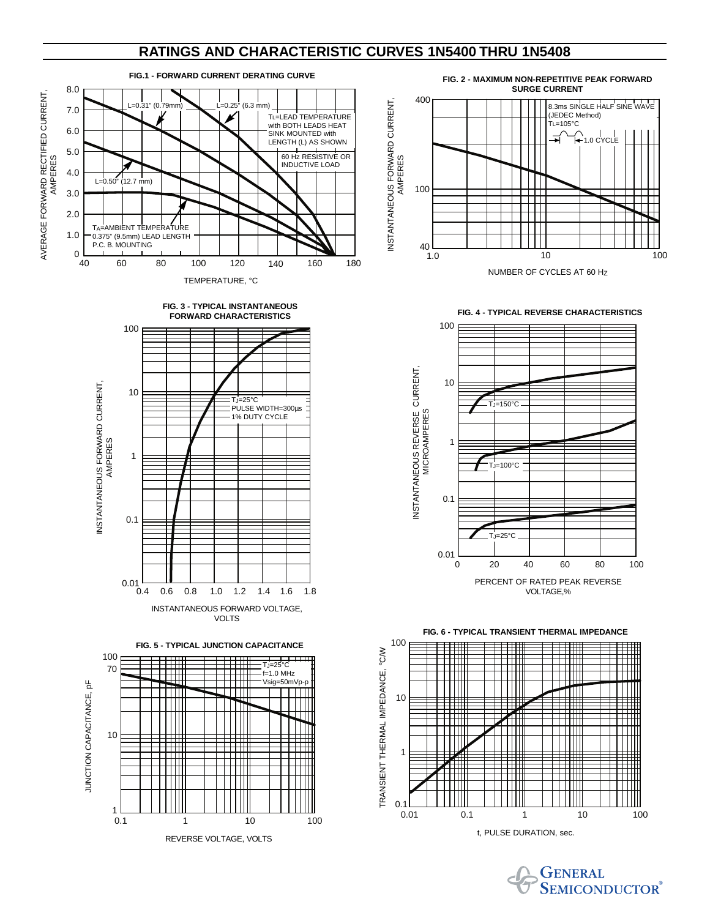# RATINGS AND CHARACTERISTIC CURVES 1N5400 THRU 1N5408

**FIG.1 - FORWARD CURRENT DERATING CURVE**

AVERAGE FORWARD RECTIFIED CURRENT, AMPERES

8.0
7.0
6.0
5.0
4.0
3.0
2.0
1.0
0

L=0.31" (0.79mm)
L=0.25" (6.3 mm)
$T_L$=LEAD TEMPERATURE with BOTH LEADS HEAT SINK MOUNTED with LENGTH (L) AS SHOWN
60 Hz RESISTIVE OR INDUCTIVE LOAD
L=0.50" (12.7 mm)
$T_A$=AMBIENT TEMPERATURE 0.375" (9.5mm) LEAD LENGTH P.C. B. MOUNTING

40 60 80 100 120 140 160 180

TEMPERATURE, °C

**FIG. 2 - MAXIMUM NON-REPETITIVE PEAK FORWARD SURGE CURRENT**

INSTANTANEOUS FORWARD CURRENT, AMPERES

400
100
40

8.3ms SINGLE HALF SINE WAVE (JEDEC Method)
$T_L$=105°C
1.0 CYCLE

1.0 10 100

NUMBER OF CYCLES AT 60 Hz

**FIG. 3 - TYPICAL INSTANTANEOUS FORWARD CHARACTERISTICS**

INSTANTANEOUS FORWARD CURRENT, AMPERES

100
10
1
0.1
0.01

$T_J$=25°C
PULSE WIDTH=300µs
1% DUTY CYCLE

0.4 0.6 0.8 1.0 1.2 1.4 1.6 1.8

INSTANTANEOUS FORWARD VOLTAGE, VOLTS

**FIG. 4 - TYPICAL REVERSE CHARACTERISTICS**

INSTANTANEOUS REVERSE CURRENT, MICROAMPERES

100
10
1
0.1
0.01

$T_J$=150°C
$T_J$=100°C
$T_J$=25°C

0 20 40 60 80 100

PERCENT OF RATED PEAK REVERSE VOLTAGE,%

**FIG. 5 - TYPICAL JUNCTION CAPACITANCE**

JUNCTION CAPACITANCE, pF

100
70
10
1

$T_J$=25°C
f=1.0 MHz
Vsig=50mVp-p

0.1 1 10 100

REVERSE VOLTAGE, VOLTS

**FIG. 6 - TYPICAL TRANSIENT THERMAL IMPEDANCE**

TRANSIENT THERMAL IMPEDANCE, °C/W

100
10
1
0.1

0.01 0.1 1 10 100

t, PULSE DURATION, sec.

GENERAL SEMICONDUCTOR®